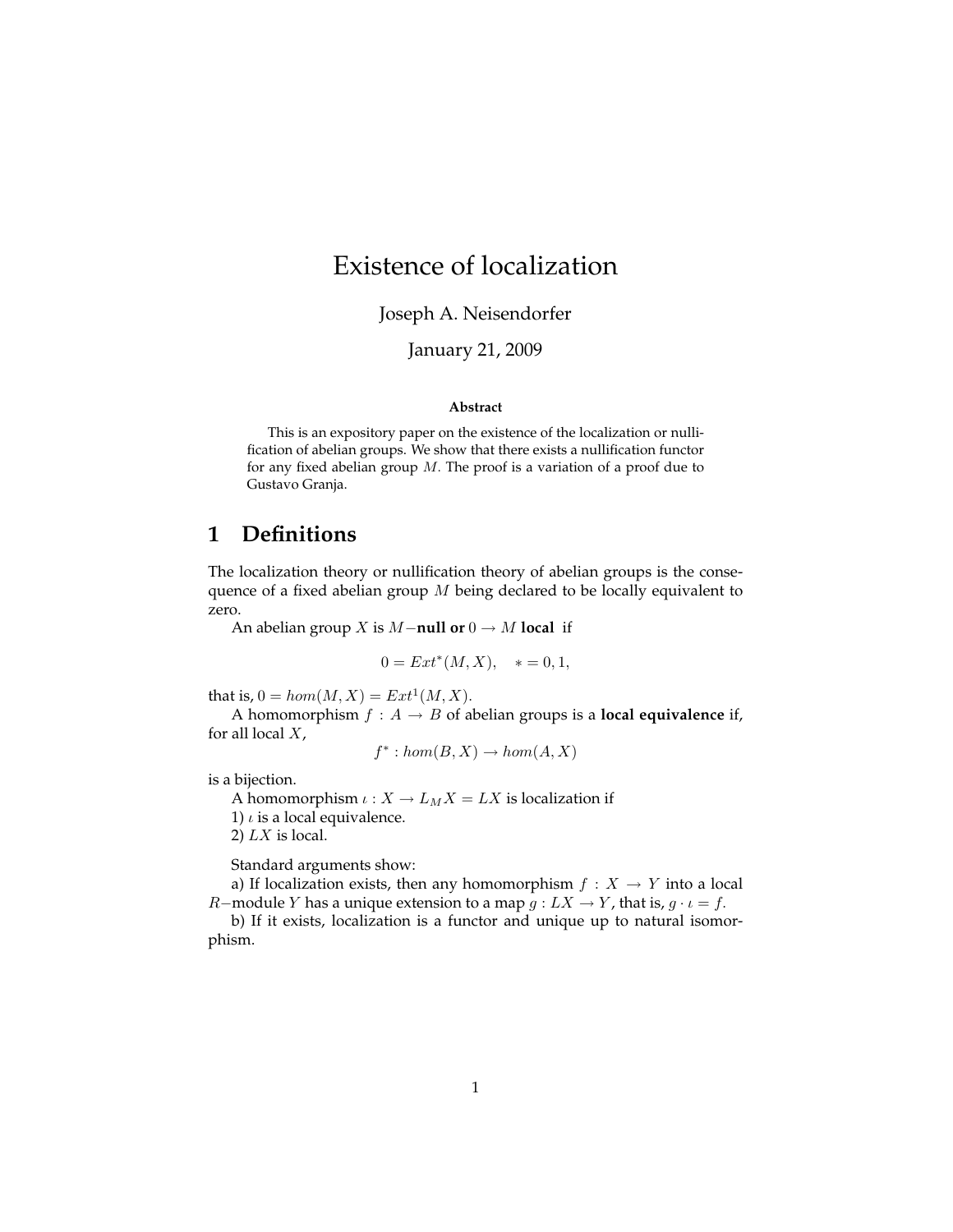# Existence of localization

Joseph A. Neisendorfer

January 21, 2009

**Abstract**

This is an expository paper on the existence of the localization or nullification of abelian groups. We show that there exists a nullification functor for any fixed abelian group $M$. The proof is a variation of a proof due to Gustavo Granja.

## 1 Definitions

The localization theory or nullification theory of abelian groups is the consequence of a fixed abelian group $M$ being declared to be locally equivalent to zero.

An abelian group $X$ is $M-$**null or** $0 \to M$ **local** if

$$0 = Ext^*(M, X), \quad * = 0, 1,$$

that is, $0 = hom(M, X) = Ext^1(M, X)$.

A homomorphism $f : A \to B$ of abelian groups is a **local equivalence** if, for all local $X$,

$$f^* : hom(B, X) \to hom(A, X)$$

is a bijection.

A homomorphism $\iota : X \to L_M X = LX$ is localization if

1) $\iota$ is a local equivalence.

2) $LX$ is local.

Standard arguments show:

a) If localization exists, then any homomorphism $f : X \to Y$ into a local $R-$module $Y$ has a unique extension to a map $g : LX \to Y$, that is, $g \cdot \iota = f$.

b) If it exists, localization is a functor and unique up to natural isomorphism.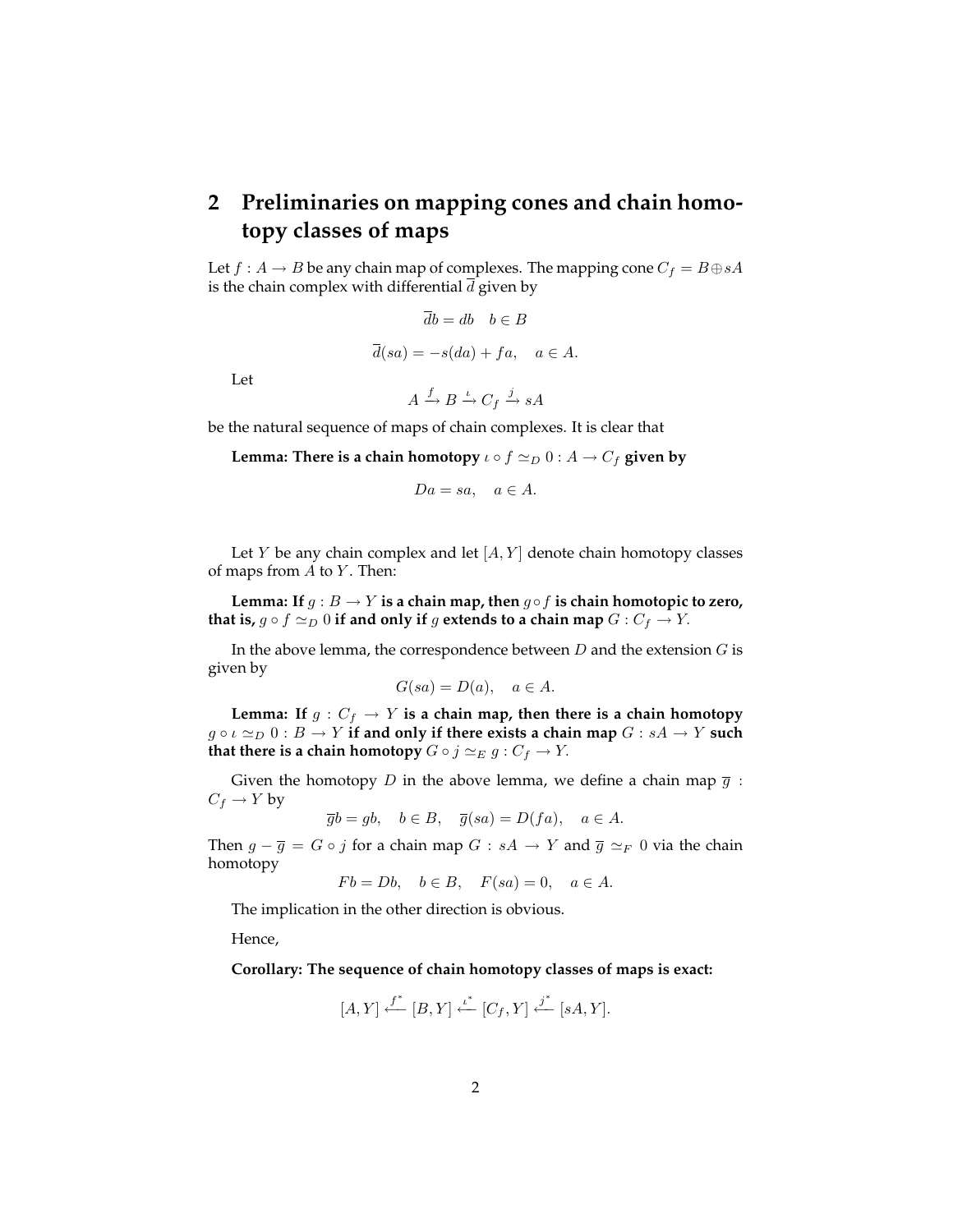## 2 Preliminaries on mapping cones and chain homotopy classes of maps

Let $f : A \to B$ be any chain map of complexes. The mapping cone $C_f = B \oplus sA$ is the chain complex with differential $\overline{d}$ given by

$$\overline{d}b = db \quad b \in B$$

$$\overline{d}(sa) = -s(da) + fa, \quad a \in A.$$

Let

$$A \xrightarrow{f} B \xrightarrow{\iota} C_f \xrightarrow{j} sA$$

be the natural sequence of maps of chain complexes. It is clear that

**Lemma: There is a chain homotopy $\iota \circ f \simeq_D 0 : A \to C_f$ given by**

$$Da = sa, \quad a \in A.$$

Let $Y$ be any chain complex and let $[A, Y]$ denote chain homotopy classes of maps from $A$ to $Y$. Then:

**Lemma: If $g : B \to Y$ is a chain map, then $g \circ f$ is chain homotopic to zero, that is, $g \circ f \simeq_D 0$ if and only if $g$ extends to a chain map $G : C_f \to Y$.**

In the above lemma, the correspondence between $D$ and the extension $G$ is given by

$$G(sa) = D(a), \quad a \in A.$$

**Lemma: If $g : C_f \to Y$ is a chain map, then there is a chain homotopy $g \circ \iota \simeq_D 0 : B \to Y$ if and only if there exists a chain map $G : sA \to Y$ such that there is a chain homotopy $G \circ j \simeq_E g : C_f \to Y$.**

Given the homotopy $D$ in the above lemma, we define a chain map $\overline{g} : C_f \to Y$ by

$$\overline{g}b = gb, \quad b \in B, \quad \overline{g}(sa) = D(fa), \quad a \in A.$$

Then $g - \overline{g} = G \circ j$ for a chain map $G : sA \to Y$ and $\overline{g} \simeq_F 0$ via the chain homotopy

$$Fb = Db, \quad b \in B, \quad F(sa) = 0, \quad a \in A.$$

The implication in the other direction is obvious.

Hence,

**Corollary: The sequence of chain homotopy classes of maps is exact:**

$$[A, Y] \xleftarrow{f^*} [B, Y] \xleftarrow{\iota^*} [C_f, Y] \xleftarrow{j^*} [sA, Y].$$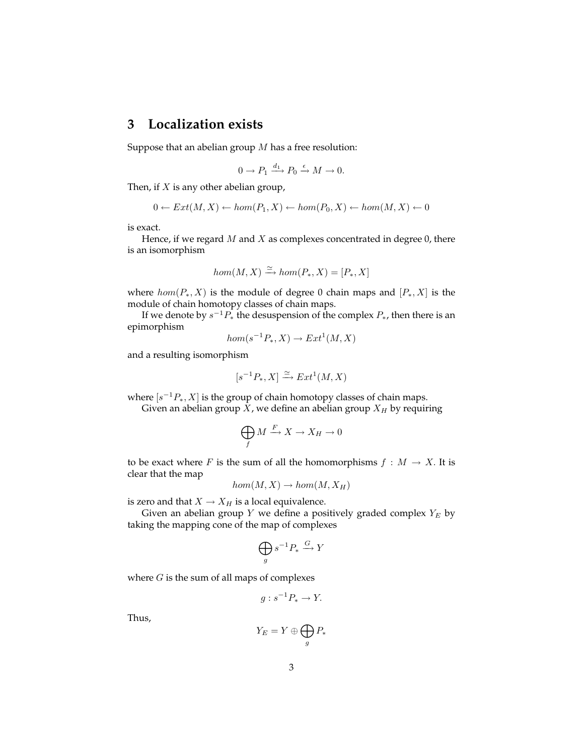## 3 Localization exists

Suppose that an abelian group $M$ has a free resolution:

$$0 \to P_1 \xrightarrow{d_1} P_0 \xrightarrow{\epsilon} M \to 0.$$

Then, if $X$ is any other abelian group,

$$0 \leftarrow Ext(M, X) \leftarrow hom(P_1, X) \leftarrow hom(P_0, X) \leftarrow hom(M, X) \leftarrow 0$$

is exact.

Hence, if we regard $M$ and $X$ as complexes concentrated in degree 0, there is an isomorphism

$$hom(M, X) \xrightarrow{\simeq} hom(P_*, X) = [P_*, X]$$

where $hom(P_*, X)$ is the module of degree 0 chain maps and $[P_*, X]$ is the module of chain homotopy classes of chain maps.

If we denote by $s^{-1}P_*$ the desuspension of the complex $P_*$, then there is an epimorphism

$$hom(s^{-1}P_*, X) \to Ext^1(M, X)$$

and a resulting isomorphism

$$[s^{-1}P_*, X] \xrightarrow{\simeq} Ext^1(M, X)$$

where $[s^{-1}P_*, X]$ is the group of chain homotopy classes of chain maps.

Given an abelian group $X$, we define an abelian group $X_H$ by requiring

$$\bigoplus_f M \xrightarrow{F} X \to X_H \to 0$$

to be exact where $F$ is the sum of all the homomorphisms $f : M \to X$. It is clear that the map

$$hom(M, X) \to hom(M, X_H)$$

is zero and that $X \to X_H$ is a local equivalence.

Given an abelian group $Y$ we define a positively graded complex $Y_E$ by taking the mapping cone of the map of complexes

$$\bigoplus_g s^{-1}P_* \xrightarrow{G} Y$$

where $G$ is the sum of all maps of complexes

$$g : s^{-1}P_* \to Y.$$

Thus,

$$Y_E = Y \oplus \bigoplus_g P_*$$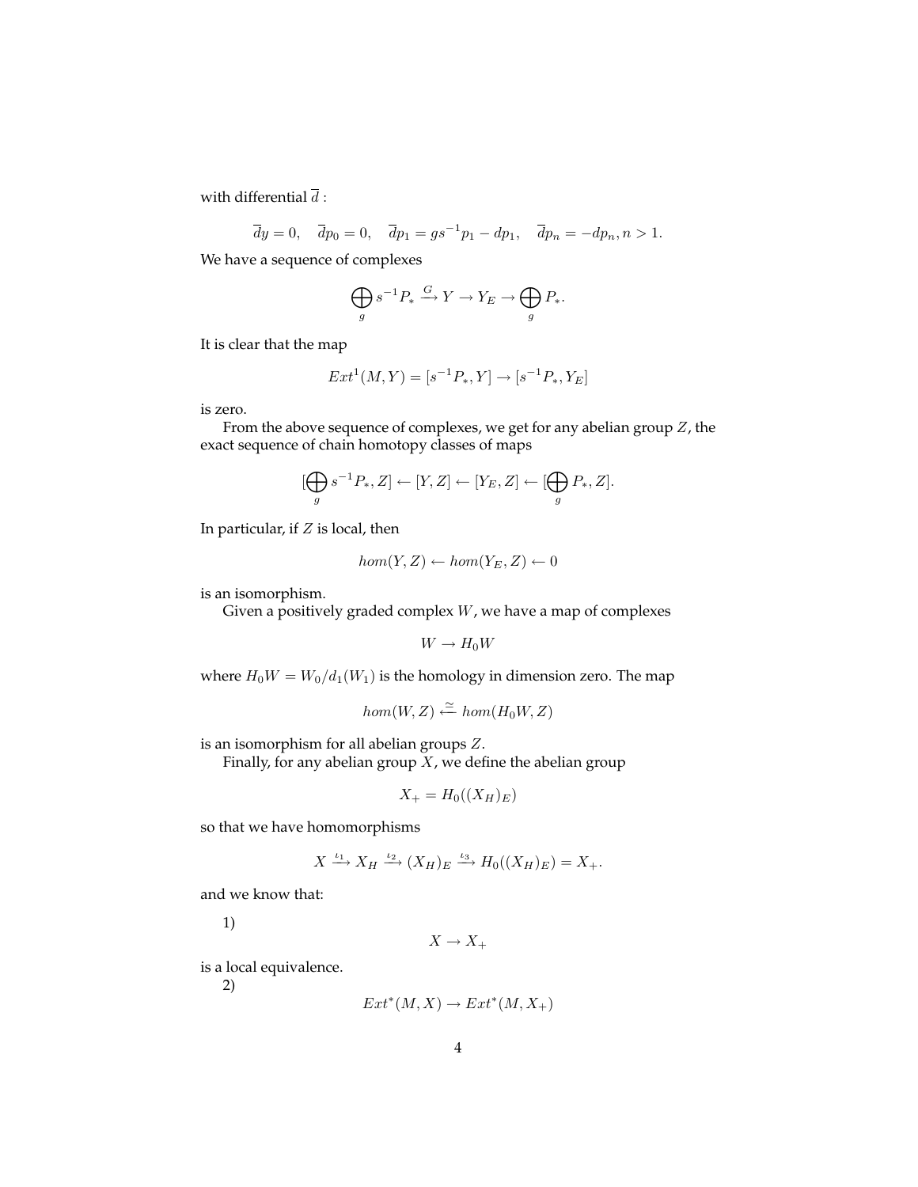with differential $\overline{d}$ :

$$\overline{d}y = 0, \quad \overline{d}p_0 = 0, \quad \overline{d}p_1 = gs^{-1}p_1 - dp_1, \quad \overline{d}p_n = -dp_n, n > 1.$$

We have a sequence of complexes

$$\bigoplus_g s^{-1}P_* \xrightarrow{G} Y \to Y_E \to \bigoplus_g P_*.$$

It is clear that the map

$$Ext^1(M, Y) = [s^{-1}P_*, Y] \to [s^{-1}P_*, Y_E]$$

is zero.

From the above sequence of complexes, we get for any abelian group $Z$, the exact sequence of chain homotopy classes of maps

$$[\bigoplus_g s^{-1}P_*, Z] \leftarrow [Y, Z] \leftarrow [Y_E, Z] \leftarrow [\bigoplus_g P_*, Z].$$

In particular, if $Z$ is local, then

$$hom(Y, Z) \leftarrow hom(Y_E, Z) \leftarrow 0$$

is an isomorphism.

Given a positively graded complex $W$, we have a map of complexes

$$W \to H_0 W$$

where $H_0 W = W_0/d_1(W_1)$ is the homology in dimension zero. The map

$$hom(W, Z) \xleftarrow{\simeq} hom(H_0 W, Z)$$

is an isomorphism for all abelian groups $Z$.

Finally, for any abelian group $X$, we define the abelian group

$$X_+ = H_0((X_H)_E)$$

so that we have homomorphisms

$$X \xrightarrow{\iota_1} X_H \xrightarrow{\iota_2} (X_H)_E \xrightarrow{\iota_3} H_0((X_H)_E) = X_+.$$

and we know that:

1)

$$X \to X_+$$

is a local equivalence.

2)

$$Ext^*(M, X) \to Ext^*(M, X_+)$$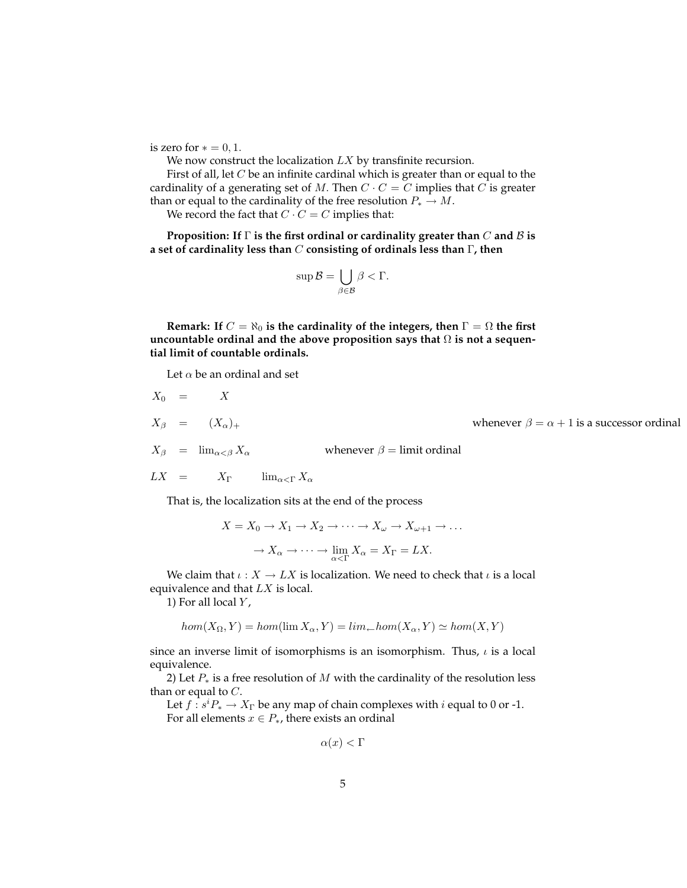is zero for $* = 0, 1$.

We now construct the localization $LX$ by transfinite recursion.

First of all, let $C$ be an infinite cardinal which is greater than or equal to the cardinality of a generating set of $M$. Then $C \cdot C = C$ implies that $C$ is greater than or equal to the cardinality of the free resolution $P_* \to M$.

We record the fact that $C \cdot C = C$ implies that:

**Proposition: If $\Gamma$ is the first ordinal or cardinality greater than $C$ and $\mathcal{B}$ is a set of cardinality less than $C$ consisting of ordinals less than $\Gamma$, then**

$$\sup \mathcal{B} = \bigcup_{\beta \in \mathcal{B}} \beta < \Gamma.$$

**Remark: If $C = \aleph_0$ is the cardinality of the integers, then $\Gamma = \Omega$ the first uncountable ordinal and the above proposition says that $\Omega$ is not a sequential limit of countable ordinals.**

Let $\alpha$ be an ordinal and set

$$X_0 = X$$

$$X_\beta = (X_\alpha)_+ \quad \text{whenever } \beta = \alpha + 1 \text{ is a successor ordinal}$$

$$X_\beta = \lim_{\alpha < \beta} X_\alpha \quad \text{whenever } \beta = \text{limit ordinal}$$

$$LX = X_\Gamma \quad \lim_{\alpha < \Gamma} X_\alpha$$

That is, the localization sits at the end of the process

$$X = X_0 \to X_1 \to X_2 \to \cdots \to X_\omega \to X_{\omega+1} \to \dots$$

$$\to X_\alpha \to \cdots \to \lim_{\alpha < \Gamma} X_\alpha = X_\Gamma = LX.$$

We claim that $\iota : X \to LX$ is localization. We need to check that $\iota$ is a local equivalence and that $LX$ is local.

1) For all local $Y$,

$$hom(X_\Omega, Y) = hom(\lim X_\alpha, Y) = lim_{\leftarrow} hom(X_\alpha, Y) \simeq hom(X, Y)$$

since an inverse limit of isomorphisms is an isomorphism. Thus, $\iota$ is a local equivalence.

2) Let $P_*$ is a free resolution of $M$ with the cardinality of the resolution less than or equal to $C$.

Let $f : s^i P_* \to X_\Gamma$ be any map of chain complexes with $i$ equal to 0 or -1.

For all elements $x \in P_*$, there exists an ordinal

$$\alpha(x) < \Gamma$$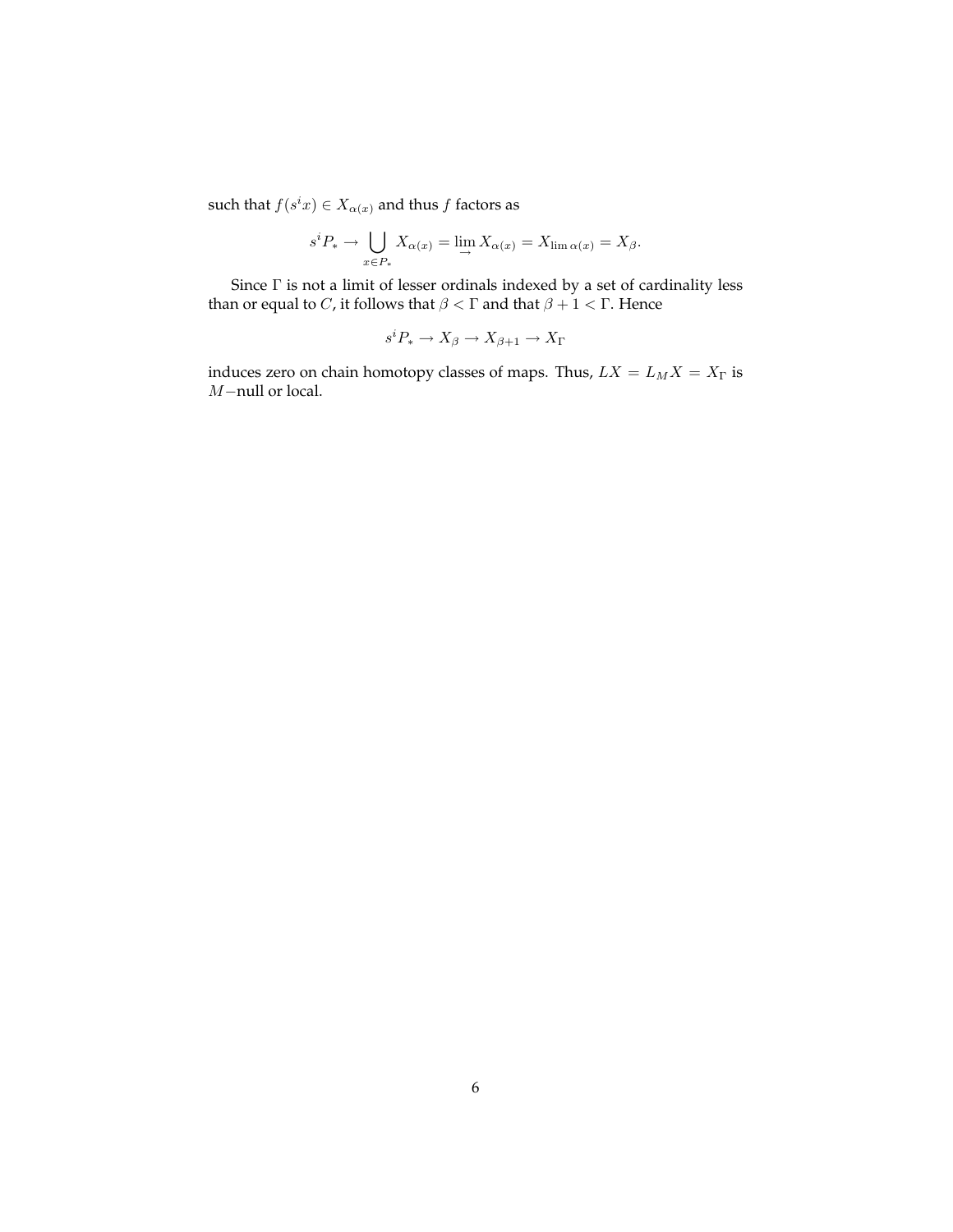such that $f(s^i x) \in X_{\alpha(x)}$ and thus $f$ factors as

$$s^i P_* \to \bigcup_{x \in P_*} X_{\alpha(x)} = \lim_{\to} X_{\alpha(x)} = X_{\lim \alpha(x)} = X_\beta.$$

Since $\Gamma$ is not a limit of lesser ordinals indexed by a set of cardinality less than or equal to $C$, it follows that $\beta < \Gamma$ and that $\beta + 1 < \Gamma$. Hence

$$s^i P_* \to X_\beta \to X_{\beta+1} \to X_\Gamma$$

induces zero on chain homotopy classes of maps. Thus, $LX = L_M X = X_\Gamma$ is $M-$null or local.